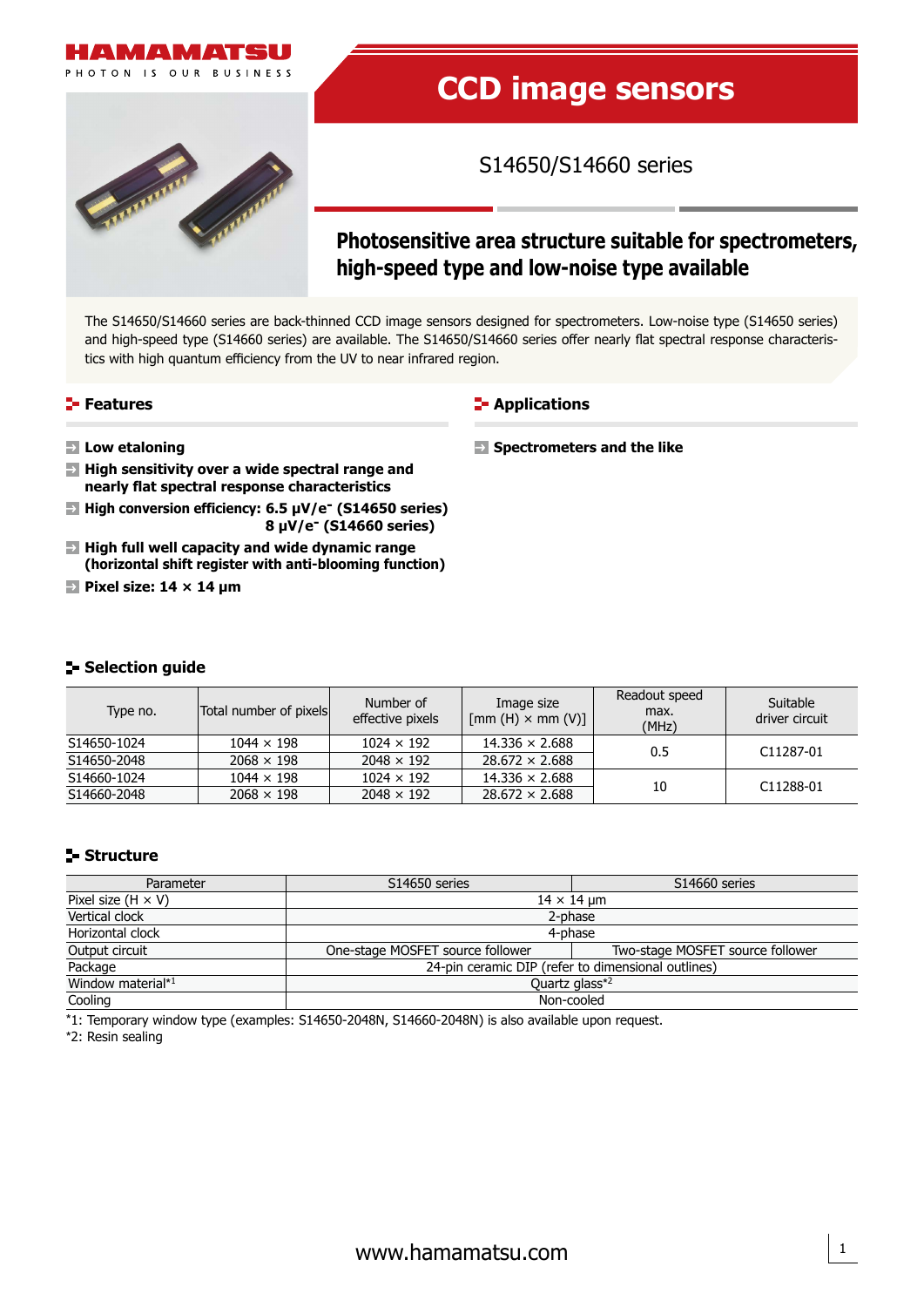# CCD image sensors

## S14650/S14660 series

### Photosensitive area structure suitable for spectrometers, high-speed type and low-noise type available

The S14650/S14660 series are back-thinned CCD image sensors designed for spectrometers. Low-noise type (S14650 series) and high-speed type (S14660 series) are available. The S14650/S14660 series offer nearly flat spectral response characteristics with high quantum efficiency from the UV to near infrared region.

## Features

- **Low etaloning**
- **High sensitivity over a wide spectral range and nearly flat spectral response characteristics**
- **High conversion efficiency: 6.5 μV/e⁻ (S14650 series)**
  **8 μV/e⁻ (S14660 series)**
- **High full well capacity and wide dynamic range (horizontal shift register with anti-blooming function)**
- **Pixel size: 14 × 14 μm**

## Applications

- **Spectrometers and the like**

## Selection guide

| Type no. | Total number of pixels | Number of effective pixels | Image size [mm (H) × mm (V)] | Readout speed max. (MHz) | Suitable driver circuit |
|---|---|---|---|---|---|
| S14650-1024 | 1044 × 198 | 1024 × 192 | 14.336 × 2.688 | 0.5 | C11287-01 |
| S14650-2048 | 2068 × 198 | 2048 × 192 | 28.672 × 2.688 | | |
| S14660-1024 | 1044 × 198 | 1024 × 192 | 14.336 × 2.688 | 10 | C11288-01 |
| S14660-2048 | 2068 × 198 | 2048 × 192 | 28.672 × 2.688 | | |

## Structure

| Parameter | S14650 series | S14660 series |
|---|---|---|
| Pixel size (H × V) | 14 × 14 μm | |
| Vertical clock | 2-phase | |
| Horizontal clock | 4-phase | |
| Output circuit | One-stage MOSFET source follower | Two-stage MOSFET source follower |
| Package | 24-pin ceramic DIP (refer to dimensional outlines) | |
| Window material*1 | Quartz glass*2 | |
| Cooling | Non-cooled | |

*1: Temporary window type (examples: S14650-2048N, S14660-2048N) is also available upon request.
*2: Resin sealing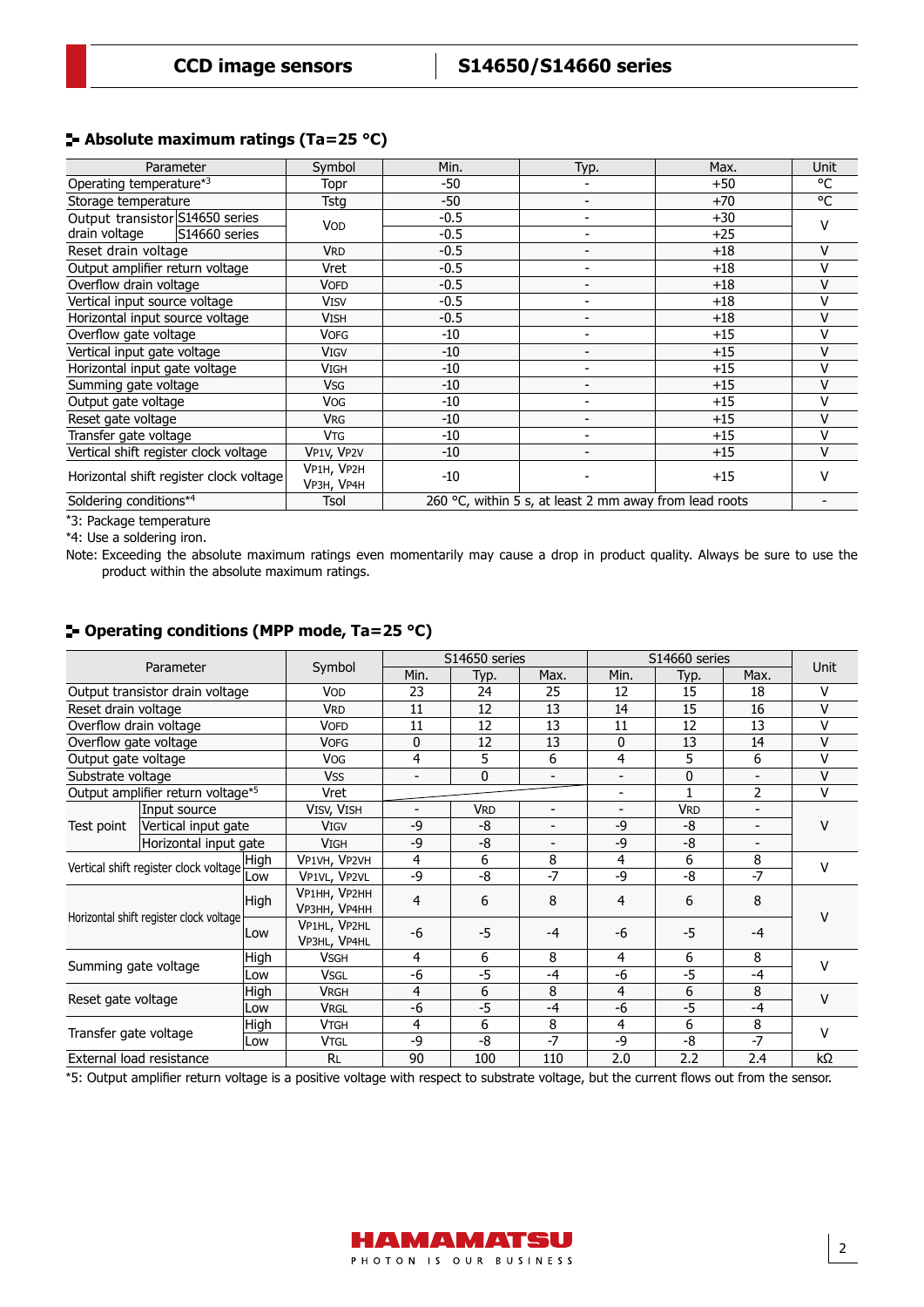## Absolute maximum ratings (Ta=25 °C)

| Parameter | | Symbol | Min. | Typ. | Max. | Unit |
|---|---|---|---|---|---|---|
| Operating temperature*3 | | Topr | -50 | - | +50 | °C |
| Storage temperature | | Tstg | -50 | - | +70 | °C |
| Output transistor drain voltage | S14650 series | VOD | -0.5 | - | +30 | V |
| | S14660 series | | -0.5 | - | +25 | |
| Reset drain voltage | | VRD | -0.5 | - | +18 | V |
| Output amplifier return voltage | | Vret | -0.5 | - | +18 | V |
| Overflow drain voltage | | VOFD | -0.5 | - | +18 | V |
| Vertical input source voltage | | VISV | -0.5 | - | +18 | V |
| Horizontal input source voltage | | VISH | -0.5 | - | +18 | V |
| Overflow gate voltage | | VOFG | -10 | - | +15 | V |
| Vertical input gate voltage | | VIGV | -10 | - | +15 | V |
| Horizontal input gate voltage | | VIGH | -10 | - | +15 | V |
| Summing gate voltage | | VSG | -10 | - | +15 | V |
| Output gate voltage | | VOG | -10 | - | +15 | V |
| Reset gate voltage | | VRG | -10 | - | +15 | V |
| Transfer gate voltage | | VTG | -10 | - | +15 | V |
| Vertical shift register clock voltage | | VP1V, VP2V | -10 | - | +15 | V |
| Horizontal shift register clock voltage | | VP1H, VP2H VP3H, VP4H | -10 | - | +15 | V |
| Soldering conditions*4 | | Tsol | 260 °C, within 5 s, at least 2 mm away from lead roots | | | - |

*3: Package temperature

*4: Use a soldering iron.

Note: Exceeding the absolute maximum ratings even momentarily may cause a drop in product quality. Always be sure to use the product within the absolute maximum ratings.

## Operating conditions (MPP mode, Ta=25 °C)

| Parameter | | | Symbol | S14650 series | | | S14660 series | | | Unit |
|---|---|---|---|---|---|---|---|---|---|---|
| | | | | Min. | Typ. | Max. | Min. | Typ. | Max. | |
| Output transistor drain voltage | | | VOD | 23 | 24 | 25 | 12 | 15 | 18 | V |
| Reset drain voltage | | | VRD | 11 | 12 | 13 | 14 | 15 | 16 | V |
| Overflow drain voltage | | | VOFD | 11 | 12 | 13 | 11 | 12 | 13 | V |
| Overflow gate voltage | | | VOFG | 0 | 12 | 13 | 0 | 13 | 14 | V |
| Output gate voltage | | | VOG | 4 | 5 | 6 | 4 | 5 | 6 | V |
| Substrate voltage | | | VSS | - | 0 | - | - | 0 | - | V |
| Output amplifier return voltage*5 | | | Vret | | | | - | 1 | 2 | V |
| Test point | Input source | | VISV, VISH | - | VRD | - | - | VRD | - | V |
| | Vertical input gate | | VIGV | -9 | -8 | - | -9 | -8 | - | |
| | Horizontal input gate | | VIGH | -9 | -8 | - | -9 | -8 | - | |
| Vertical shift register clock voltage | | High | VP1VH, VP2VH | 4 | 6 | 8 | 4 | 6 | 8 | V |
| | | Low | VP1VL, VP2VL | -9 | -8 | -7 | -9 | -8 | -7 | |
| Horizontal shift register clock voltage | | High | VP1HH, VP2HH VP3HH, VP4HH | 4 | 6 | 8 | 4 | 6 | 8 | V |
| | | Low | VP1HL, VP2HL VP3HL, VP4HL | -6 | -5 | -4 | -6 | -5 | -4 | |
| Summing gate voltage | | High | VSGH | 4 | 6 | 8 | 4 | 6 | 8 | V |
| | | Low | VSGL | -6 | -5 | -4 | -6 | -5 | -4 | |
| Reset gate voltage | | High | VRGH | 4 | 6 | 8 | 4 | 6 | 8 | V |
| | | Low | VRGL | -6 | -5 | -4 | -6 | -5 | -4 | |
| Transfer gate voltage | | High | VTGH | 4 | 6 | 8 | 4 | 6 | 8 | V |
| | | Low | VTGL | -9 | -8 | -7 | -9 | -8 | -7 | |
| External load resistance | | | RL | 90 | 100 | 110 | 2.0 | 2.2 | 2.4 | kΩ |

*5: Output amplifier return voltage is a positive voltage with respect to substrate voltage, but the current flows out from the sensor.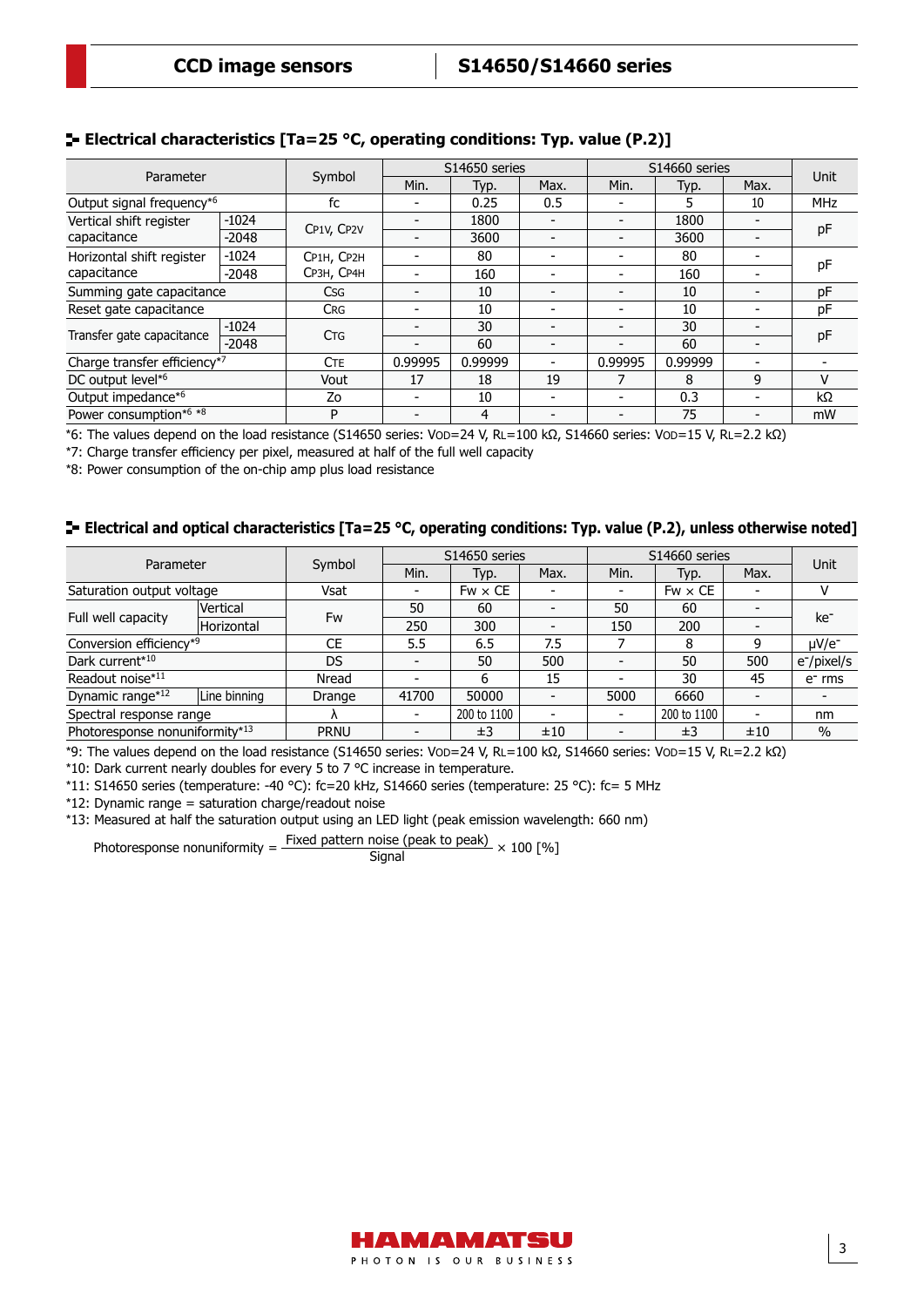## Electrical characteristics [Ta=25 °C, operating conditions: Typ. value (P.2)]

| Parameter | | Symbol | S14650 series | | | S14660 series | | | Unit |
|---|---|---|---|---|---|---|---|---|---|
| | | | Min. | Typ. | Max. | Min. | Typ. | Max. | |
| Output signal frequency[*6] | | fc | - | 0.25 | 0.5 | - | 5 | 10 | MHz |
| Vertical shift register capacitance | -1024 | $C_{P1V}$, $C_{P2V}$ | - | 1800 | - | - | 1800 | - | pF |
| | -2048 | | - | 3600 | - | - | 3600 | - | |
| Horizontal shift register capacitance | -1024 | $C_{P1H}$, $C_{P2H}$ | - | 80 | - | - | 80 | - | pF |
| | -2048 | $C_{P3H}$, $C_{P4H}$ | - | 160 | - | - | 160 | - | |
| Summing gate capacitance | | $C_{SG}$ | - | 10 | - | - | 10 | - | pF |
| Reset gate capacitance | | $C_{RG}$ | - | 10 | - | - | 10 | - | pF |
| Transfer gate capacitance | -1024 | $C_{TG}$ | - | 30 | - | - | 30 | - | pF |
| | -2048 | | - | 60 | - | - | 60 | - | |
| Charge transfer efficiency[*7] | | CTE | 0.99995 | 0.99999 | - | 0.99995 | 0.99999 | - | - |
| DC output level[*6] | | Vout | 17 | 18 | 19 | 7 | 8 | 9 | V |
| Output impedance[*6] | | Zo | - | 10 | - | - | 0.3 | - | kΩ |
| Power consumption[*6 *8] | | P | - | 4 | - | - | 75 | - | mW |

*6: The values depend on the load resistance (S14650 series: $V_{OD}$=24 V, $R_L$=100 kΩ, S14660 series: $V_{OD}$=15 V, $R_L$=2.2 kΩ)
*7: Charge transfer efficiency per pixel, measured at half of the full well capacity
*8: Power consumption of the on-chip amp plus load resistance

## Electrical and optical characteristics [Ta=25 °C, operating conditions: Typ. value (P.2), unless otherwise noted]

| Parameter | | Symbol | S14650 series | | | S14660 series | | | Unit |
|---|---|---|---|---|---|---|---|---|---|
| | | | Min. | Typ. | Max. | Min. | Typ. | Max. | |
| Saturation output voltage | | Vsat | - | Fw × CE | - | - | Fw × CE | - | V |
| Full well capacity | Vertical | Fw | 50 | 60 | - | 50 | 60 | - | $ke^-$ |
| | Horizontal | | 250 | 300 | - | 150 | 200 | - | |
| Conversion efficiency[*9] | | CE | 5.5 | 6.5 | 7.5 | 7 | 8 | 9 | $\mu V/e^-$ |
| Dark current[*10] | | DS | - | 50 | 500 | - | 50 | 500 | $e^-$/pixel/s |
| Readout noise[*11] | | Nread | - | 6 | 15 | - | 30 | 45 | $e^-$ rms |
| Dynamic range[*12] | Line binning | Drange | 41700 | 50000 | - | 5000 | 6660 | - | - |
| Spectral response range | | λ | - | 200 to 1100 | - | - | 200 to 1100 | - | nm |
| Photoresponse nonuniformity[*13] | | PRNU | - | ±3 | ±10 | - | ±3 | ±10 | % |

*9: The values depend on the load resistance (S14650 series: $V_{OD}$=24 V, $R_L$=100 kΩ, S14660 series: $V_{OD}$=15 V, $R_L$=2.2 kΩ)
*10: Dark current nearly doubles for every 5 to 7 °C increase in temperature.
*11: S14650 series (temperature: -40 °C): fc=20 kHz, S14660 series (temperature: 25 °C): fc= 5 MHz
*12: Dynamic range = saturation charge/readout noise
*13: Measured at half the saturation output using an LED light (peak emission wavelength: 660 nm)

$$\text{Photoresponse nonuniformity} = \frac{\text{Fixed pattern noise (peak to peak)}}{\text{Signal}} \times 100 \ [\%]$$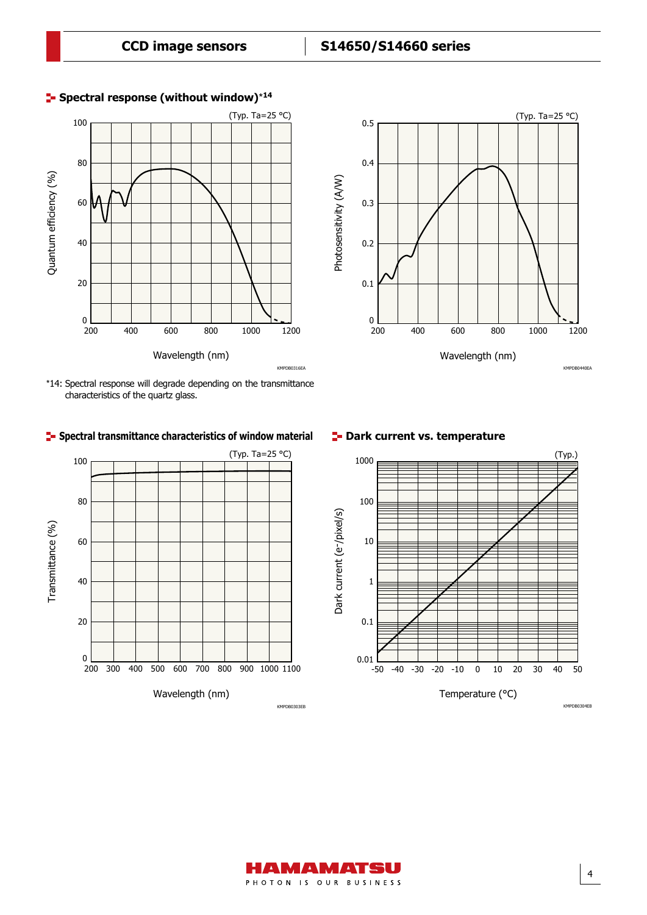## Spectral response (without window)[*14]

(Typ. Ta=25 °C)

Quantum efficiency (%) vs. Wavelength (nm)

KMPDB0316EA

(Typ. Ta=25 °C)

Photosensitivity (A/W) vs. Wavelength (nm)

KMPDB0440EA

*14: Spectral response will degrade depending on the transmittance characteristics of the quartz glass.

## Spectral transmittance characteristics of window material

(Typ. Ta=25 °C)

Transmittance (%) vs. Wavelength (nm)

KMPDB0303EB

## Dark current vs. temperature

(Typ.)

Dark current (e⁻/pixel/s) vs. Temperature (°C)

KMPDB0304EB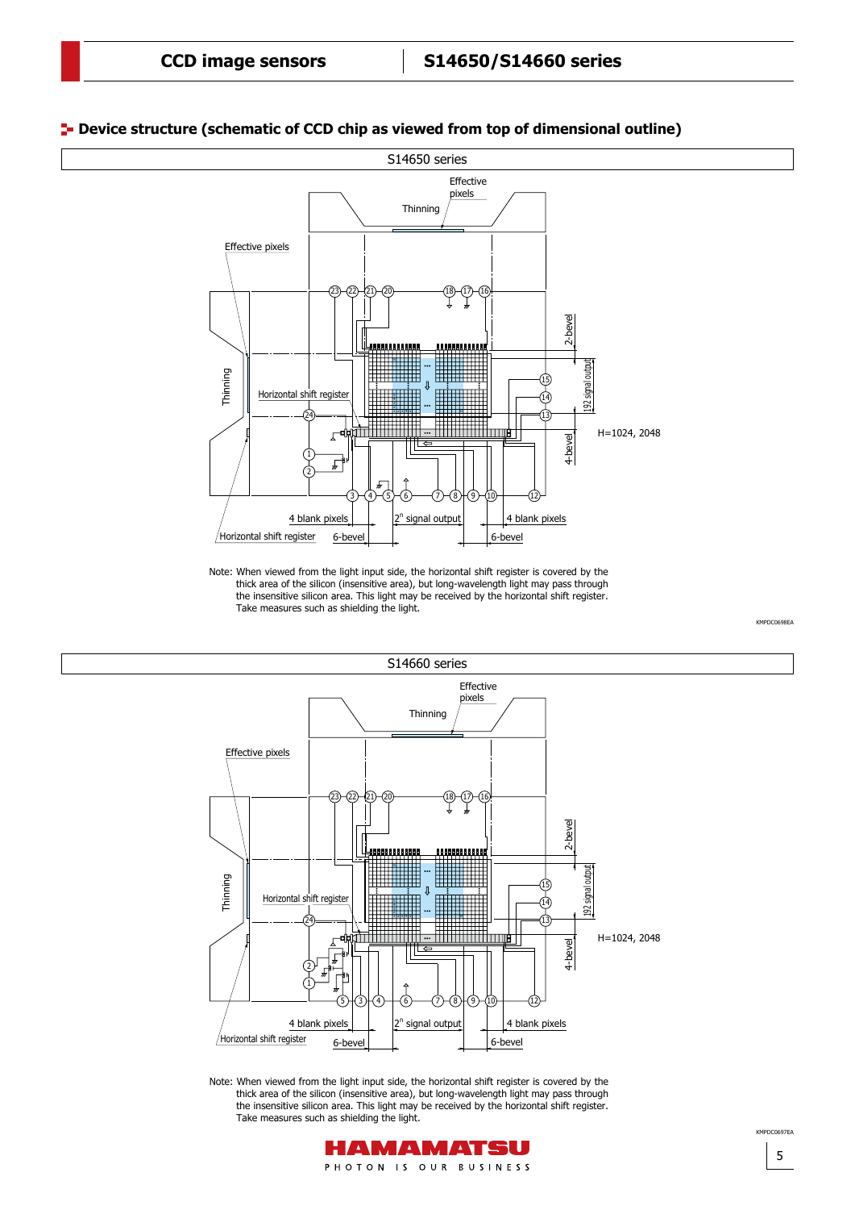## Device structure (schematic of CCD chip as viewed from top of dimensional outline)

S14650 series

Note: When viewed from the light input side, the horizontal shift register is covered by the thick area of the silicon (insensitive area), but long-wavelength light may pass through the insensitive silicon area. This light may be received by the horizontal shift register. Take measures such as shielding the light.

KMPDC0698EA

S14660 series

Note: When viewed from the light input side, the horizontal shift register is covered by the thick area of the silicon (insensitive area), but long-wavelength light may pass through the insensitive silicon area. This light may be received by the horizontal shift register. Take measures such as shielding the light.

KMPDC0697EA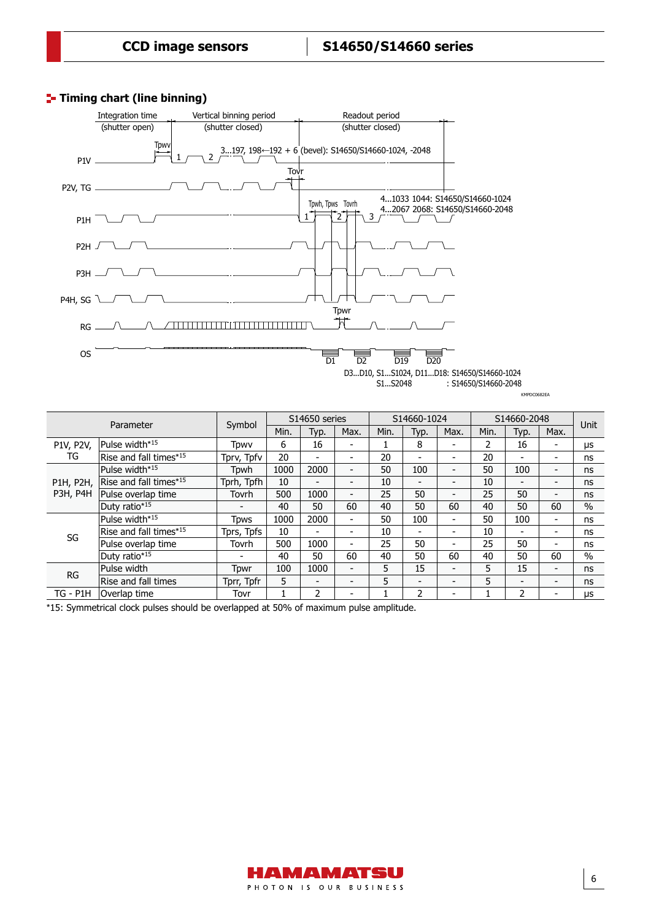## Timing chart (line binning)

Integration time (shutter open) | Vertical binning period (shutter closed) | Readout period (shutter closed)

P1V: Tpwv, 1, 2, 3...197, 198←192 + 6 (bevel): S14650/S14660-1024, -2048

P2V, TG: Tovr

P1H: Tpwh, Tpws, Tovrh, 1, 2, 3, 4...1033 1044: S14650/S14660-1024, 4...2067 2068: S14650/S14660-2048

P2H

P3H

P4H, SG

RG: Tpwr

OS: D1, D2, D19, D20

D3...D10, S1...S1024, D11...D18: S14650/S14660-1024
S1...S2048 : S14650/S14660-2048

KMPDC0682EA

| Parameter | | Symbol | S14650 series | | | S14660-1024 | | | S14660-2048 | | | Unit |
|---|---|---|---|---|---|---|---|---|---|---|---|---|
| | | | Min. | Typ. | Max. | Min. | Typ. | Max. | Min. | Typ. | Max. | |
| P1V, P2V, TG | Pulse width*15 | Tpwv | 6 | 16 | - | 1 | 8 | - | 2 | 16 | - | μs |
| | Rise and fall times*15 | Tprv, Tpfv | 20 | - | - | 20 | - | - | 20 | - | - | ns |
| P1H, P2H, P3H, P4H | Pulse width*15 | Tpwh | 1000 | 2000 | - | 50 | 100 | - | 50 | 100 | - | ns |
| | Rise and fall times*15 | Tprh, Tpfh | 10 | - | - | 10 | - | - | 10 | - | - | ns |
| | Pulse overlap time | Tovrh | 500 | 1000 | - | 25 | 50 | - | 25 | 50 | - | ns |
| | Duty ratio*15 | - | 40 | 50 | 60 | 40 | 50 | 60 | 40 | 50 | 60 | % |
| SG | Pulse width*15 | Tpws | 1000 | 2000 | - | 50 | 100 | - | 50 | 100 | - | ns |
| | Rise and fall times*15 | Tprs, Tpfs | 10 | - | - | 10 | - | - | 10 | - | - | ns |
| | Pulse overlap time | Tovrh | 500 | 1000 | - | 25 | 50 | - | 25 | 50 | - | ns |
| | Duty ratio*15 | - | 40 | 50 | 60 | 40 | 50 | 60 | 40 | 50 | 60 | % |
| RG | Pulse width | Tpwr | 100 | 1000 | - | 5 | 15 | - | 5 | 15 | - | ns |
| | Rise and fall times | Tprr, Tpfr | 5 | - | - | 5 | - | - | 5 | - | - | ns |
| TG - P1H | Overlap time | Tovr | 1 | 2 | - | 1 | 2 | - | 1 | 2 | - | μs |

*15: Symmetrical clock pulses should be overlapped at 50% of maximum pulse amplitude.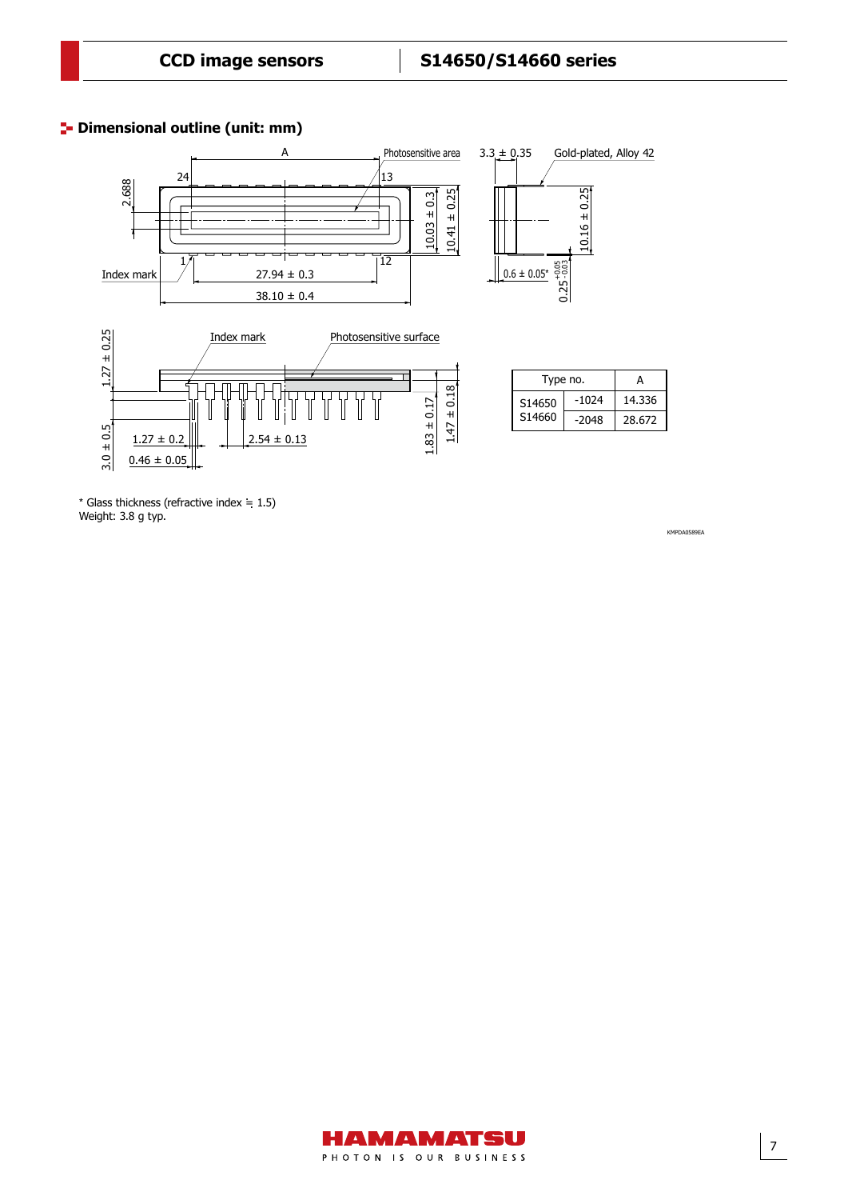## Dimensional outline (unit: mm)

A

Photosensitive area

3.3 ± 0.35

Gold-plated, Alloy 42

24

13

2.688

10.03 ± 0.3

10.41 ± 0.25

10.16 ± 0.25

Index mark

1

12

27.94 ± 0.3

38.10 ± 0.4

0.6 ± 0.05*

$0.25^{+0.05}_{-0.03}$

Index mark

Photosensitive surface

1.27 ± 0.25

3.0 ± 0.5

1.27 ± 0.2

0.46 ± 0.05

2.54 ± 0.13

1.83 ± 0.17

1.47 ± 0.18

| Type no. | | A |
|---|---|---|
| S14650 S14660 | -1024 | 14.336 |
| | -2048 | 28.672 |

\* Glass thickness (refractive index ≒ 1.5)
Weight: 3.8 g typ.

KMPDA0589EA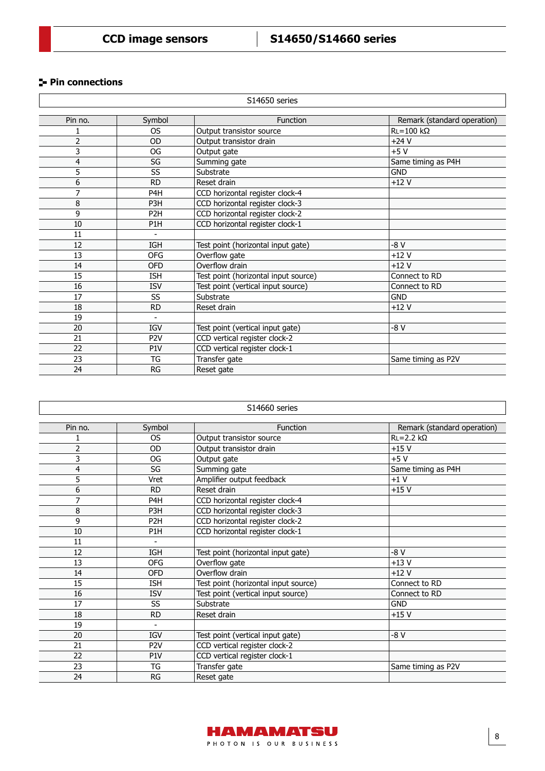## Pin connections

S14650 series

| Pin no. | Symbol | Function | Remark (standard operation) |
|---|---|---|---|
| 1 | OS | Output transistor source | RL=100 kΩ |
| 2 | OD | Output transistor drain | +24 V |
| 3 | OG | Output gate | +5 V |
| 4 | SG | Summing gate | Same timing as P4H |
| 5 | SS | Substrate | GND |
| 6 | RD | Reset drain | +12 V |
| 7 | P4H | CCD horizontal register clock-4 | |
| 8 | P3H | CCD horizontal register clock-3 | |
| 9 | P2H | CCD horizontal register clock-2 | |
| 10 | P1H | CCD horizontal register clock-1 | |
| 11 | - | | |
| 12 | IGH | Test point (horizontal input gate) | -8 V |
| 13 | OFG | Overflow gate | +12 V |
| 14 | OFD | Overflow drain | +12 V |
| 15 | ISH | Test point (horizontal input source) | Connect to RD |
| 16 | ISV | Test point (vertical input source) | Connect to RD |
| 17 | SS | Substrate | GND |
| 18 | RD | Reset drain | +12 V |
| 19 | - | | |
| 20 | IGV | Test point (vertical input gate) | -8 V |
| 21 | P2V | CCD vertical register clock-2 | |
| 22 | P1V | CCD vertical register clock-1 | |
| 23 | TG | Transfer gate | Same timing as P2V |
| 24 | RG | Reset gate | |

S14660 series

| Pin no. | Symbol | Function | Remark (standard operation) |
|---|---|---|---|
| 1 | OS | Output transistor source | RL=2.2 kΩ |
| 2 | OD | Output transistor drain | +15 V |
| 3 | OG | Output gate | +5 V |
| 4 | SG | Summing gate | Same timing as P4H |
| 5 | Vret | Amplifier output feedback | +1 V |
| 6 | RD | Reset drain | +15 V |
| 7 | P4H | CCD horizontal register clock-4 | |
| 8 | P3H | CCD horizontal register clock-3 | |
| 9 | P2H | CCD horizontal register clock-2 | |
| 10 | P1H | CCD horizontal register clock-1 | |
| 11 | - | | |
| 12 | IGH | Test point (horizontal input gate) | -8 V |
| 13 | OFG | Overflow gate | +13 V |
| 14 | OFD | Overflow drain | +12 V |
| 15 | ISH | Test point (horizontal input source) | Connect to RD |
| 16 | ISV | Test point (vertical input source) | Connect to RD |
| 17 | SS | Substrate | GND |
| 18 | RD | Reset drain | +15 V |
| 19 | - | | |
| 20 | IGV | Test point (vertical input gate) | -8 V |
| 21 | P2V | CCD vertical register clock-2 | |
| 22 | P1V | CCD vertical register clock-1 | |
| 23 | TG | Transfer gate | Same timing as P2V |
| 24 | RG | Reset gate | |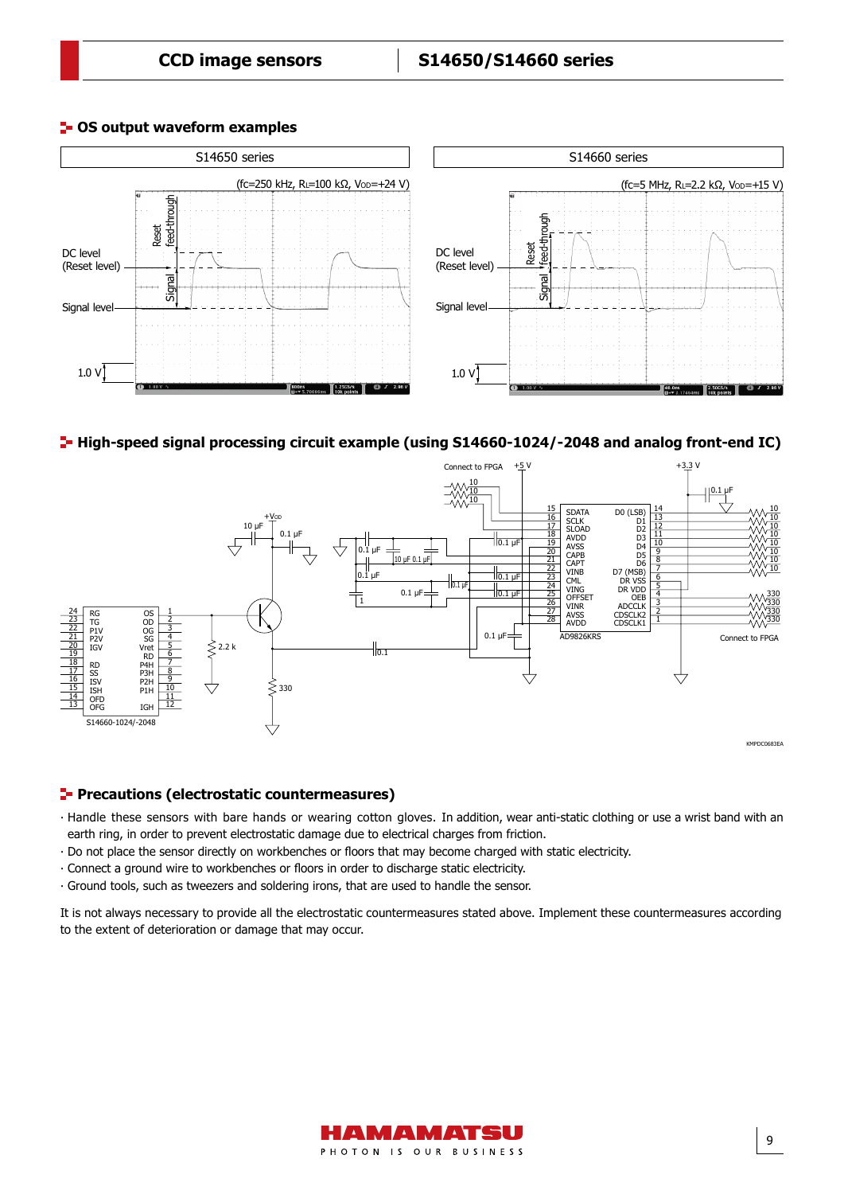## OS output waveform examples

| S14650 series | S14660 series |
| --- | --- |
| (fc=250 kHz, $R_L$=100 kΩ, $V_{OD}$=+24 V) | (fc=5 MHz, $R_L$=2.2 kΩ, $V_{OD}$=+15 V) |

DC level (Reset level)

Signal level

Reset feed-through

Signal

1.0 V

## High-speed signal processing circuit example (using S14660-1024/-2048 and analog front-end IC)

KMPDC0683EA

## Precautions (electrostatic countermeasures)

- Handle these sensors with bare hands or wearing cotton gloves. In addition, wear anti-static clothing or use a wrist band with an earth ring, in order to prevent electrostatic damage due to electrical charges from friction.
- Do not place the sensor directly on workbenches or floors that may become charged with static electricity.
- Connect a ground wire to workbenches or floors in order to discharge static electricity.
- Ground tools, such as tweezers and soldering irons, that are used to handle the sensor.

It is not always necessary to provide all the electrostatic countermeasures stated above. Implement these countermeasures according to the extent of deterioration or damage that may occur.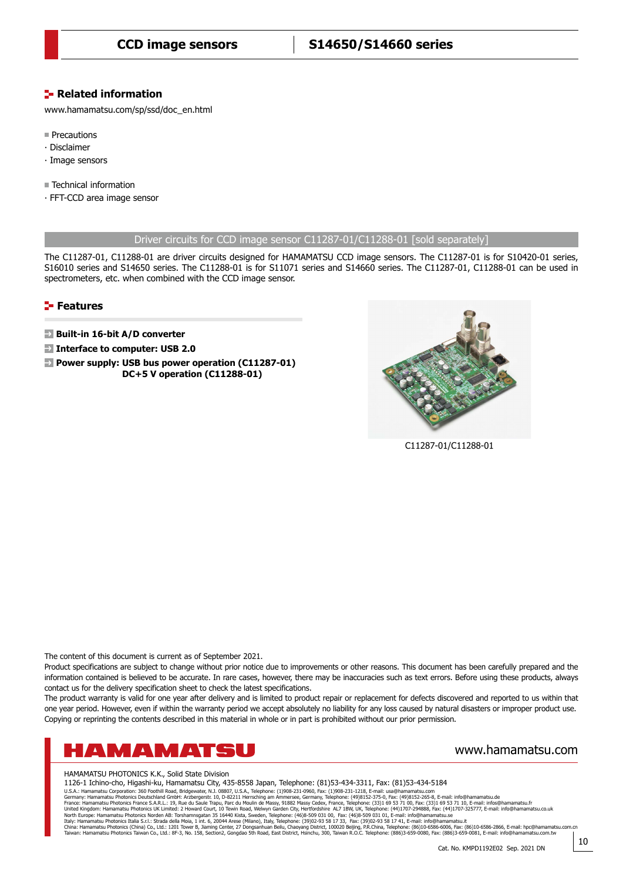## Related information

www.hamamatsu.com/sp/ssd/doc_en.html

- Precautions
  - · Disclaimer
  - · Image sensors

- Technical information
  - · FFT-CCD area image sensor

## Driver circuits for CCD image sensor C11287-01/C11288-01 [sold separately]

The C11287-01, C11288-01 are driver circuits designed for HAMAMATSU CCD image sensors. The C11287-01 is for S10420-01 series, S16010 series and S14650 series. The C11288-01 is for S11071 series and S14660 series. The C11287-01, C11288-01 can be used in spectrometers, etc. when combined with the CCD image sensor.

## Features

- **Built-in 16-bit A/D converter**
- **Interface to computer: USB 2.0**
- **Power supply: USB bus power operation (C11287-01)**
  **DC+5 V operation (C11288-01)**

C11287-01/C11288-01

The content of this document is current as of September 2021.

Product specifications are subject to change without prior notice due to improvements or other reasons. This document has been carefully prepared and the information contained is believed to be accurate. In rare cases, however, there may be inaccuracies such as text errors. Before using these products, always contact us for the delivery specification sheet to check the latest specifications.

The product warranty is valid for one year after delivery and is limited to product repair or replacement for defects discovered and reported to us within that one year period. However, even if within the warranty period we accept absolutely no liability for any loss caused by natural disasters or improper product use. Copying or reprinting the contents described in this material in whole or in part is prohibited without our prior permission.

HAMAMATSU

www.hamamatsu.com

HAMAMATSU PHOTONICS K.K., Solid State Division

1126-1 Ichino-cho, Higashi-ku, Hamamatsu City, 435-8558 Japan, Telephone: (81)53-434-3311, Fax: (81)53-434-5184

U.S.A.: Hamamatsu Corporation: 360 Foothill Road, Bridgewater, N.J. 08807, U.S.A., Telephone: (1)908-231-0960, Fax: (1)908-231-1218, E-mail: usa@hamamatsu.com
Germany: Hamamatsu Photonics Deutschland GmbH: Arzbergerstr. 10, D-82211 Herrsching am Ammersee, Germany, Telephone: (49)8152-375-0, Fax: (49)8152-265-8, E-mail: info@hamamatsu.de
France: Hamamatsu Photonics France S.A.R.L.: 19, Rue du Saule Trapu, Parc du Moulin de Massy, 91882 Massy Cedex, France, Telephone: (33)1 69 53 71 00, Fax: (33)1 69 53 71 10, E-mail: infos@hamamatsu.fr
United Kingdom: Hamamatsu Photonics UK Limited: 2 Howard Court, 10 Tewin Road, Welwyn Garden City, Hertfordshire AL7 1BW, UK, Telephone: (44)1707-294888, Fax: (44)1707-325777, E-mail: info@hamamatsu.co.uk
North Europe: Hamamatsu Photonics Norden AB: Torshamnsgatan 35 16440 Kista, Sweden, Telephone: (46)8-509 031 00, Fax: (46)8-509 031 01, E-mail: info@hamamatsu.se
Italy: Hamamatsu Photonics Italia S.r.l.: Strada della Moia, 1 int. 6, 20044 Arese (Milano), Italy, Telephone: (39)02-93 58 17 33, Fax: (39)02-93 58 17 41, E-mail: info@hamamatsu.it
China: Hamamatsu Photonics (China) Co., Ltd.: 1201 Tower B, Jiaming Center, 27 Dongsanhuan Beilu, Chaoyang District, 100020 Beijing, P.R.China, Telephone: (86)10-6586-6006, Fax: (86)10-6586-2866, E-mail: hpc@hamamatsu.com.cn
Taiwan: Hamamatsu Photonics Taiwan Co., Ltd.: 8F-3, No. 158, Section2, Gongdao 5th Road, East District, Hsinchu, 300, Taiwan R.O.C. Telephone: (886)3-659-0080, Fax: (886)3-659-0081, E-mail: info@hamamatsu.com.tw

Cat. No. KMPD1192E02 Sep. 2021 DN